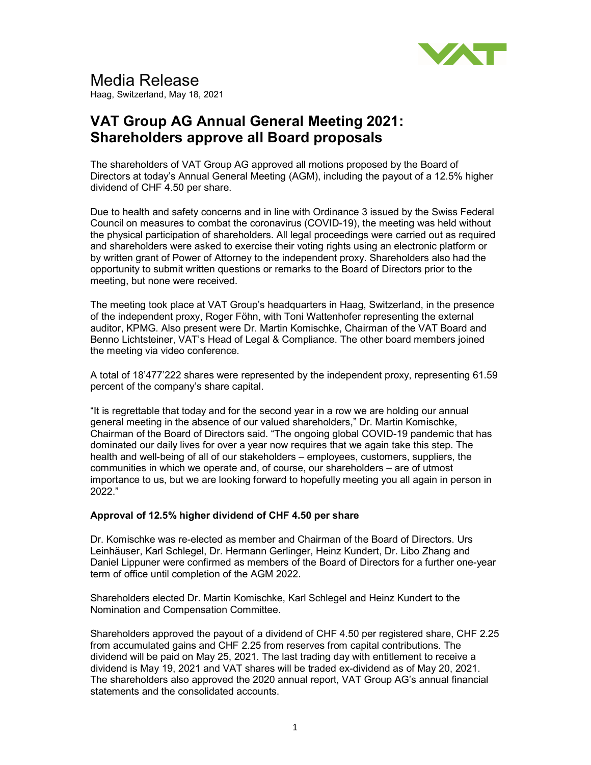# Media Release

Haag, Switzerland, May 18, 2021

## VAT Group AG Annual General Meeting 2021: Shareholders approve all Board proposals

The shareholders of VAT Group AG approved all motions proposed by the Board of Directors at today's Annual General Meeting (AGM), including the payout of a 12.5% higher dividend of CHF 4.50 per share.

Due to health and safety concerns and in line with Ordinance 3 issued by the Swiss Federal Council on measures to combat the coronavirus (COVID-19), the meeting was held without the physical participation of shareholders. All legal proceedings were carried out as required and shareholders were asked to exercise their voting rights using an electronic platform or by written grant of Power of Attorney to the independent proxy. Shareholders also had the opportunity to submit written questions or remarks to the Board of Directors prior to the meeting, but none were received.

The meeting took place at VAT Group's headquarters in Haag, Switzerland, in the presence of the independent proxy, Roger Föhn, with Toni Wattenhofer representing the external auditor, KPMG. Also present were Dr. Martin Komischke, Chairman of the VAT Board and Benno Lichtsteiner, VAT's Head of Legal & Compliance. The other board members joined the meeting via video conference.

A total of 18'477'222 shares were represented by the independent proxy, representing 61.59 percent of the company's share capital.

"It is regrettable that today and for the second year in a row we are holding our annual general meeting in the absence of our valued shareholders," Dr. Martin Komischke, Chairman of the Board of Directors said. "The ongoing global COVID-19 pandemic that has dominated our daily lives for over a year now requires that we again take this step. The health and well-being of all of our stakeholders – employees, customers, suppliers, the communities in which we operate and, of course, our shareholders – are of utmost importance to us, but we are looking forward to hopefully meeting you all again in person in 2022."

**Approval of 12.5% higher dividend of CHF 4.50 per share**

Dr. Komischke was re-elected as member and Chairman of the Board of Directors. Urs Leinhäuser, Karl Schlegel, Dr. Hermann Gerlinger, Heinz Kundert, Dr. Libo Zhang and Daniel Lippuner were confirmed as members of the Board of Directors for a further one-year term of office until completion of the AGM 2022.

Shareholders elected Dr. Martin Komischke, Karl Schlegel and Heinz Kundert to the Nomination and Compensation Committee.

Shareholders approved the payout of a dividend of CHF 4.50 per registered share, CHF 2.25 from accumulated gains and CHF 2.25 from reserves from capital contributions. The dividend will be paid on May 25, 2021. The last trading day with entitlement to receive a dividend is May 19, 2021 and VAT shares will be traded ex-dividend as of May 20, 2021. The shareholders also approved the 2020 annual report, VAT Group AG's annual financial statements and the consolidated accounts.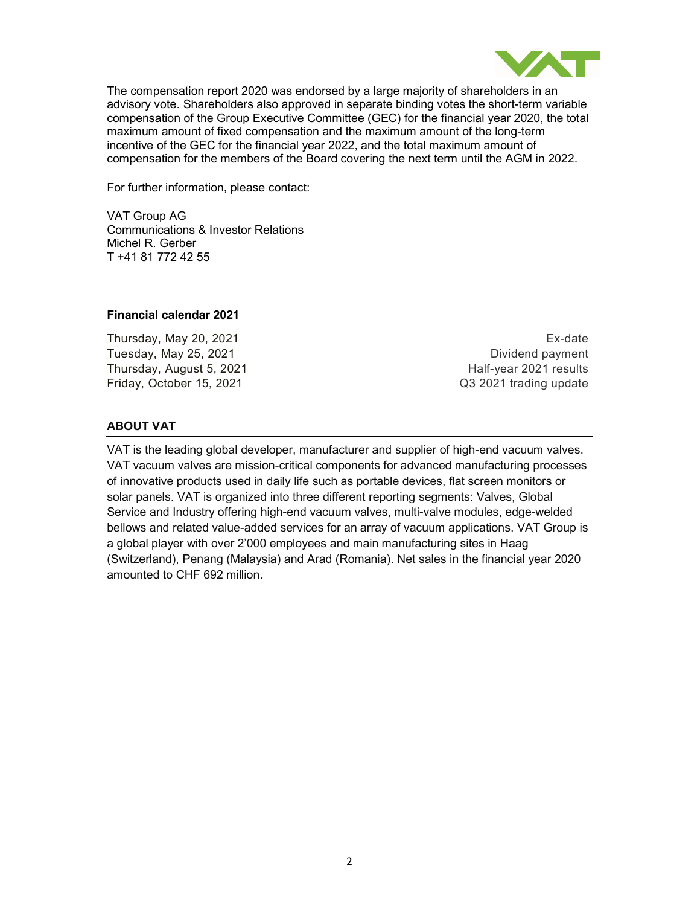The compensation report 2020 was endorsed by a large majority of shareholders in an advisory vote. Shareholders also approved in separate binding votes the short-term variable compensation of the Group Executive Committee (GEC) for the financial year 2020, the total maximum amount of fixed compensation and the maximum amount of the long-term incentive of the GEC for the financial year 2022, and the total maximum amount of compensation for the members of the Board covering the next term until the AGM in 2022.

For further information, please contact:

VAT Group AG
Communications & Investor Relations
Michel R. Gerber
T +41 81 772 42 55

**Financial calendar 2021**

| | |
|---|---|
| Thursday, May 20, 2021 | Ex-date |
| Tuesday, May 25, 2021 | Dividend payment |
| Thursday, August 5, 2021 | Half-year 2021 results |
| Friday, October 15, 2021 | Q3 2021 trading update |

**ABOUT VAT**

VAT is the leading global developer, manufacturer and supplier of high-end vacuum valves. VAT vacuum valves are mission-critical components for advanced manufacturing processes of innovative products used in daily life such as portable devices, flat screen monitors or solar panels. VAT is organized into three different reporting segments: Valves, Global Service and Industry offering high-end vacuum valves, multi-valve modules, edge-welded bellows and related value-added services for an array of vacuum applications. VAT Group is a global player with over 2'000 employees and main manufacturing sites in Haag (Switzerland), Penang (Malaysia) and Arad (Romania). Net sales in the financial year 2020 amounted to CHF 692 million.